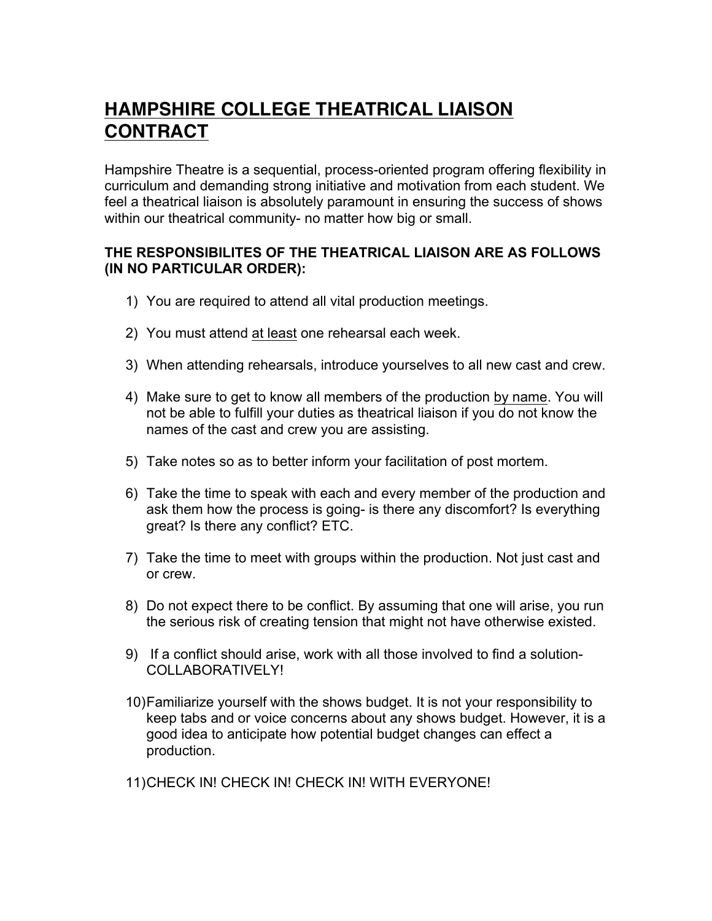# HAMPSHIRE COLLEGE THEATRICAL LIAISON CONTRACT

Hampshire Theatre is a sequential, process-oriented program offering flexibility in curriculum and demanding strong initiative and motivation from each student. We feel a theatrical liaison is absolutely paramount in ensuring the success of shows within our theatrical community- no matter how big or small.

**THE RESPONSIBILITES OF THE THEATRICAL LIAISON ARE AS FOLLOWS (IN NO PARTICULAR ORDER):**

1) You are required to attend all vital production meetings.

2) You must attend at least one rehearsal each week.

3) When attending rehearsals, introduce yourselves to all new cast and crew.

4) Make sure to get to know all members of the production by name. You will not be able to fulfill your duties as theatrical liaison if you do not know the names of the cast and crew you are assisting.

5) Take notes so as to better inform your facilitation of post mortem.

6) Take the time to speak with each and every member of the production and ask them how the process is going- is there any discomfort? Is everything great? Is there any conflict? ETC.

7) Take the time to meet with groups within the production. Not just cast and or crew.

8) Do not expect there to be conflict. By assuming that one will arise, you run the serious risk of creating tension that might not have otherwise existed.

9) If a conflict should arise, work with all those involved to find a solution- COLLABORATIVELY!

10) Familiarize yourself with the shows budget. It is not your responsibility to keep tabs and or voice concerns about any shows budget. However, it is a good idea to anticipate how potential budget changes can effect a production.

11) CHECK IN! CHECK IN! CHECK IN! WITH EVERYONE!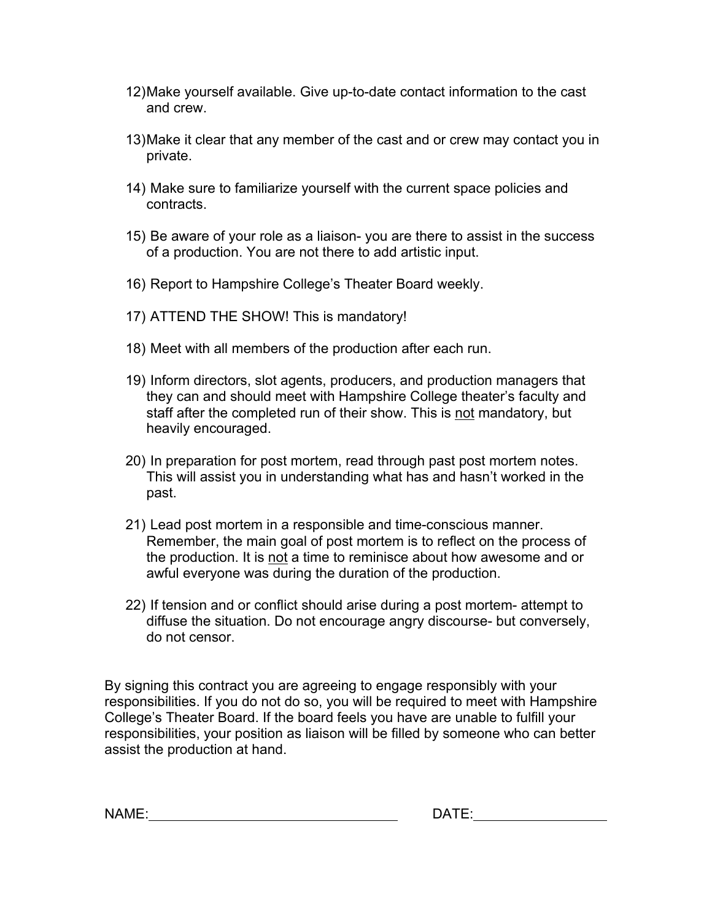12) Make yourself available. Give up-to-date contact information to the cast and crew.

13) Make it clear that any member of the cast and or crew may contact you in private.

14) Make sure to familiarize yourself with the current space policies and contracts.

15) Be aware of your role as a liaison- you are there to assist in the success of a production. You are not there to add artistic input.

16) Report to Hampshire College's Theater Board weekly.

17) ATTEND THE SHOW! This is mandatory!

18) Meet with all members of the production after each run.

19) Inform directors, slot agents, producers, and production managers that they can and should meet with Hampshire College theater's faculty and staff after the completed run of their show. This is <u>not</u> mandatory, but heavily encouraged.

20) In preparation for post mortem, read through past post mortem notes. This will assist you in understanding what has and hasn't worked in the past.

21) Lead post mortem in a responsible and time-conscious manner. Remember, the main goal of post mortem is to reflect on the process of the production. It is <u>not</u> a time to reminisce about how awesome and or awful everyone was during the duration of the production.

22) If tension and or conflict should arise during a post mortem- attempt to diffuse the situation. Do not encourage angry discourse- but conversely, do not censor.

By signing this contract you are agreeing to engage responsibly with your responsibilities. If you do not do so, you will be required to meet with Hampshire College's Theater Board. If the board feels you have are unable to fulfill your responsibilities, your position as liaison will be filled by someone who can better assist the production at hand.

NAME:________________________________ DATE:________________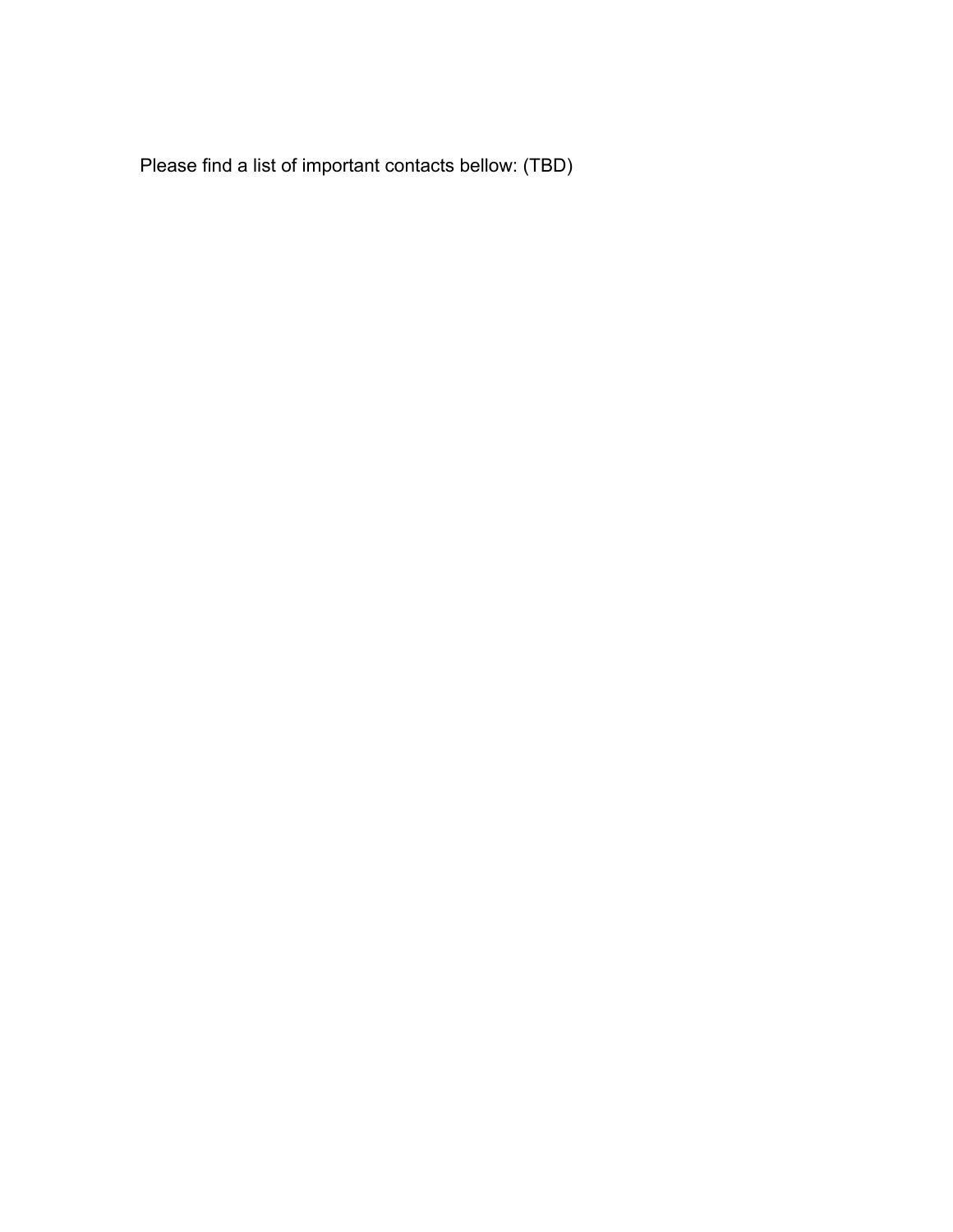Please find a list of important contacts bellow: (TBD)